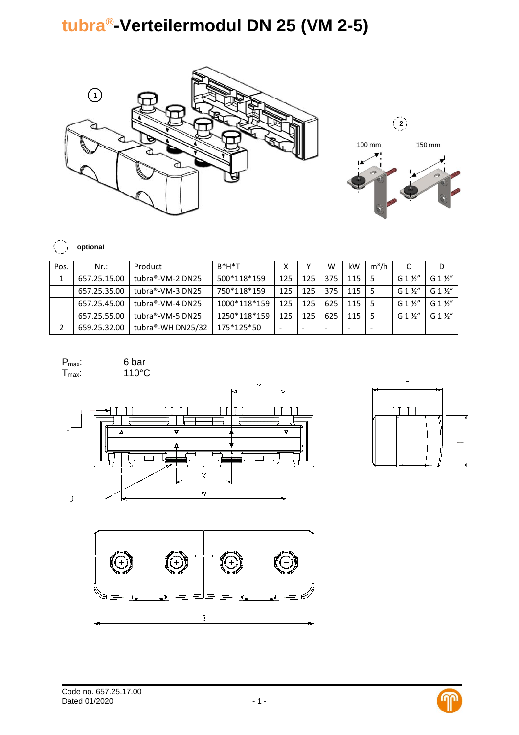# tubra®-Verteilermodul DN 25 (VM 2-5)

optional

| Pos. | Nr.: | Product | B*H*T | X | Y | W | kW | m³/h | C | D |
|---|---|---|---|---|---|---|---|---|---|---|
| 1 | 657.25.15.00 | tubra®-VM-2 DN25 | 500*118*159 | 125 | 125 | 375 | 115 | 5 | G 1 ½" | G 1 ½" |
| | 657.25.35.00 | tubra®-VM-3 DN25 | 750*118*159 | 125 | 125 | 375 | 115 | 5 | G 1 ½" | G 1 ½" |
| | 657.25.45.00 | tubra®-VM-4 DN25 | 1000*118*159 | 125 | 125 | 625 | 115 | 5 | G 1 ½" | G 1 ½" |
| | 657.25.55.00 | tubra®-VM-5 DN25 | 1250*118*159 | 125 | 125 | 625 | 115 | 5 | G 1 ½" | G 1 ½" |
| 2 | 659.25.32.00 | tubra®-WH DN25/32 | 175*125*50 | - | - | - | - | - | | |

$P_{max}$: 6 bar
$T_{max}$: 110°C

Code no. 657.25.17.00
Dated 01/2020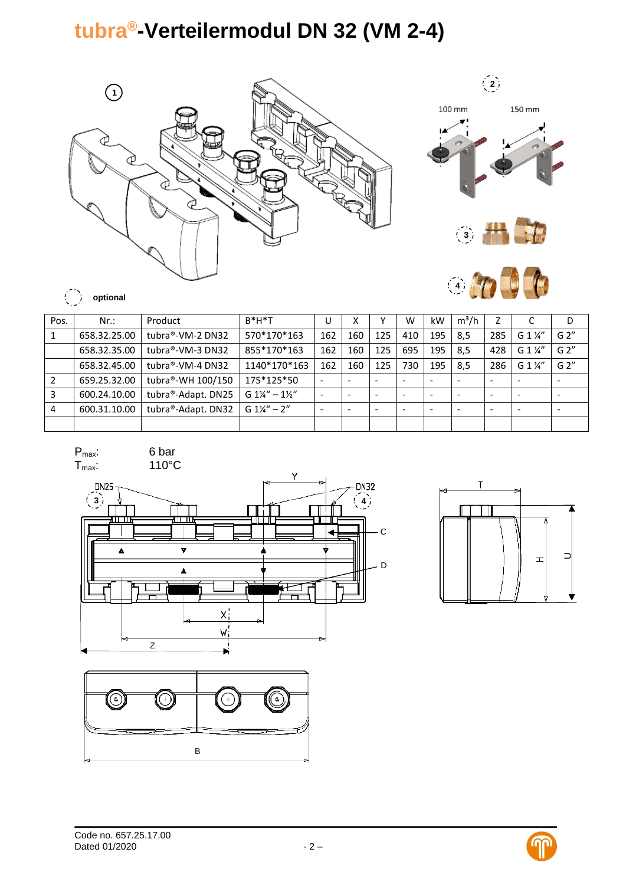# tubra®-Verteilermodul DN 32 (VM 2-4)

1

2

100 mm

150 mm

3

4

optional

| Pos. | Nr.: | Product | B*H*T | U | X | Y | W | kW | m³/h | Z | C | D |
|---|---|---|---|---|---|---|---|---|---|---|---|---|
| 1 | 658.32.25.00 | tubra®-VM-2 DN32 | 570*170*163 | 162 | 160 | 125 | 410 | 195 | 8,5 | 285 | G 1 ¼" | G 2" |
| | 658.32.35.00 | tubra®-VM-3 DN32 | 855*170*163 | 162 | 160 | 125 | 695 | 195 | 8,5 | 428 | G 1 ¼" | G 2" |
| | 658.32.45.00 | tubra®-VM-4 DN32 | 1140*170*163 | 162 | 160 | 125 | 730 | 195 | 8,5 | 286 | G 1 ¼" | G 2" |
| 2 | 659.25.32.00 | tubra®-WH 100/150 | 175*125*50 | - | - | - | - | - | - | - | - | - |
| 3 | 600.24.10.00 | tubra®-Adapt. DN25 | G 1¼" – 1½" | - | - | - | - | - | - | - | - | - |
| 4 | 600.31.10.00 | tubra®-Adapt. DN32 | G 1¼" – 2" | - | - | - | - | - | - | - | - | - |
| | | | | | | | | | | | | |

$P_{max}$: 6 bar

$T_{max}$: 110°C

DN25

3

Y

DN32

4

C

D

X

W

Z

T

H

U

B

Code no. 657.25.17.00
Dated 01/2020